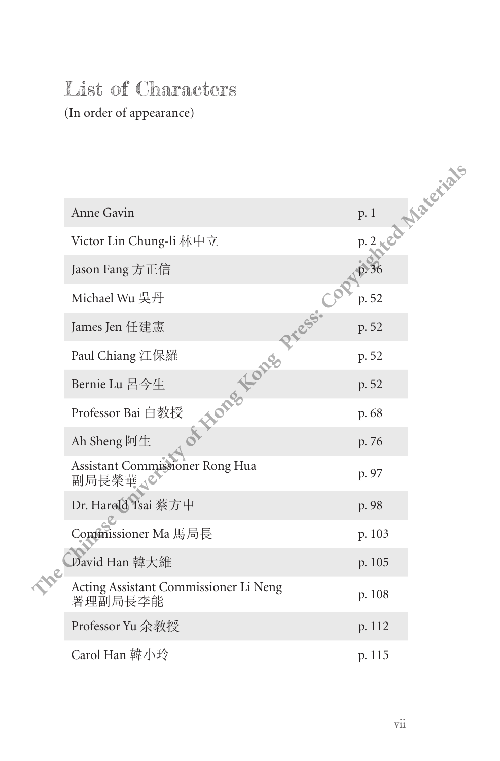# List of Characters

(In order of appearance)

| Character | Page |
| --- | --- |
| Anne Gavin | p. 1 |
| Victor Lin Chung-li 林中立 | p. 2 |
| Jason Fang 方正信 | p. 36 |
| Michael Wu 吳丹 | p. 52 |
| James Jen 任建憲 | p. 52 |
| Paul Chiang 江保羅 | p. 52 |
| Bernie Lu 呂今生 | p. 52 |
| Professor Bai 白教授 | p. 68 |
| Ah Sheng 阿生 | p. 76 |
| Assistant Commissioner Rong Hua 副局長榮華 | p. 97 |
| Dr. Harold Tsai 蔡方中 | p. 98 |
| Commissioner Ma 馬局長 | p. 103 |
| David Han 韓大維 | p. 105 |
| Acting Assistant Commissioner Li Neng 署理副局長李能 | p. 108 |
| Professor Yu 余教授 | p. 112 |
| Carol Han 韓小玲 | p. 115 |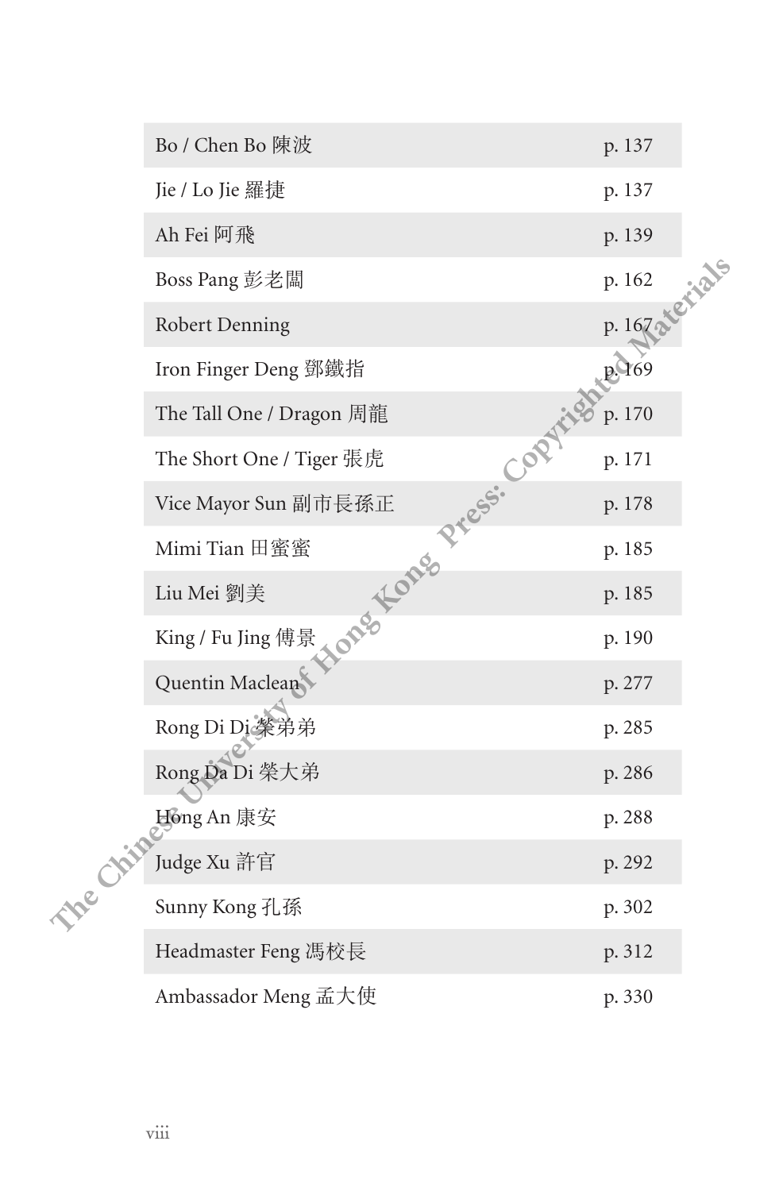| | |
|---|---|
| Bo / Chen Bo 陳波 | p. 137 |
| Jie / Lo Jie 羅捷 | p. 137 |
| Ah Fei 阿飛 | p. 139 |
| Boss Pang 彭老闆 | p. 162 |
| Robert Denning | p. 167 |
| Iron Finger Deng 鄧鐵指 | p. 169 |
| The Tall One / Dragon 周龍 | p. 170 |
| The Short One / Tiger 張虎 | p. 171 |
| Vice Mayor Sun 副市長孫正 | p. 178 |
| Mimi Tian 田蜜蜜 | p. 185 |
| Liu Mei 劉美 | p. 185 |
| King / Fu Jing 傅景 | p. 190 |
| Quentin Maclean | p. 277 |
| Rong Di Di 榮弟弟 | p. 285 |
| Rong Da Di 榮大弟 | p. 286 |
| Hong An 康安 | p. 288 |
| Judge Xu 許官 | p. 292 |
| Sunny Kong 孔孫 | p. 302 |
| Headmaster Feng 馮校長 | p. 312 |
| Ambassador Meng 孟大使 | p. 330 |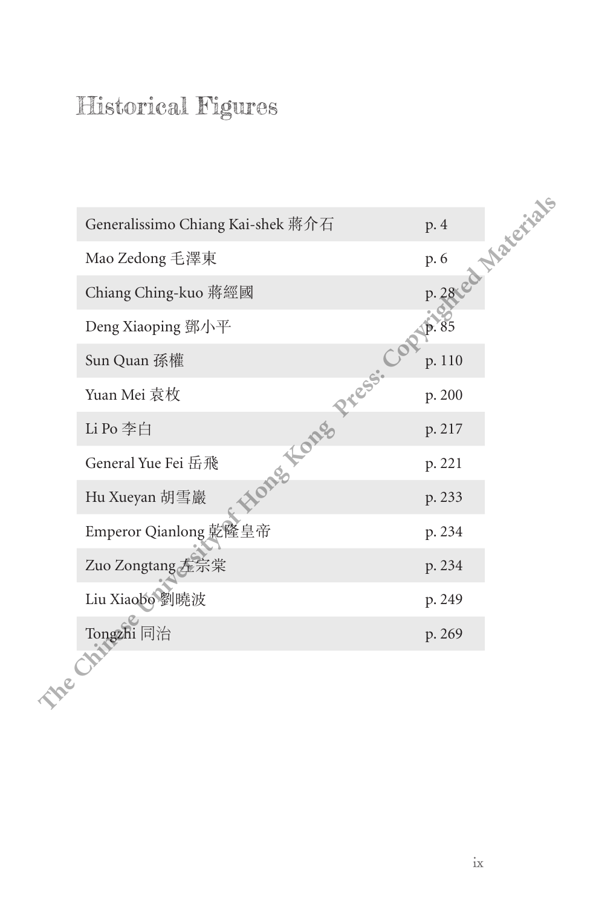# Historical Figures

| | |
|---|---|
| Generalissimo Chiang Kai-shek 蔣介石 | p. 4 |
| Mao Zedong 毛澤東 | p. 6 |
| Chiang Ching-kuo 蔣經國 | p. 28 |
| Deng Xiaoping 鄧小平 | p. 85 |
| Sun Quan 孫權 | p. 110 |
| Yuan Mei 袁枚 | p. 200 |
| Li Po 李白 | p. 217 |
| General Yue Fei 岳飛 | p. 221 |
| Hu Xueyan 胡雪巖 | p. 233 |
| Emperor Qianlong 乾隆皇帝 | p. 234 |
| Zuo Zongtang 左宗棠 | p. 234 |
| Liu Xiaobo 劉曉波 | p. 249 |
| Tongzhi 同治 | p. 269 |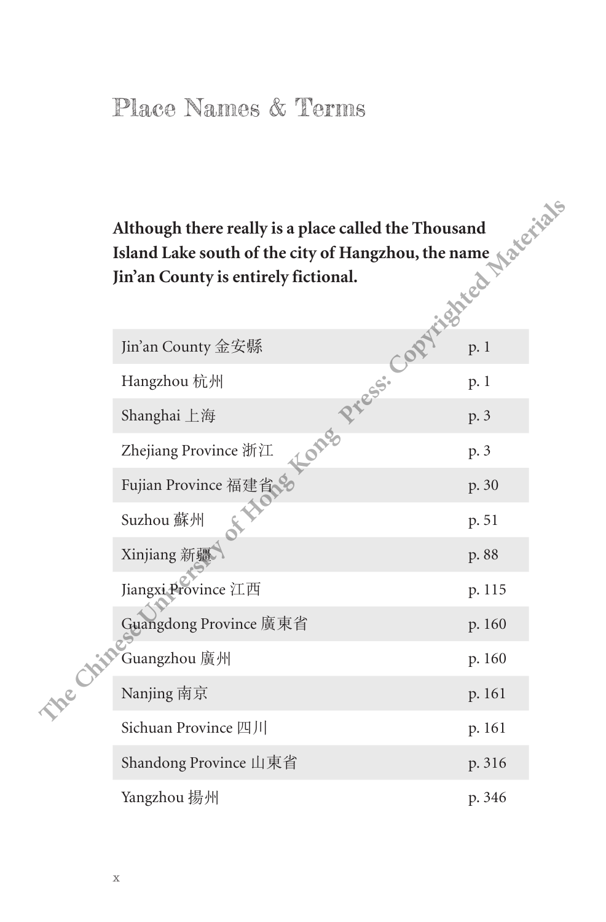# Place Names & Terms

**Although there really is a place called the Thousand Island Lake south of the city of Hangzhou, the name Jin'an County is entirely fictional.**

| | |
|---|---|
| Jin'an County 金安縣 | p. 1 |
| Hangzhou 杭州 | p. 1 |
| Shanghai 上海 | p. 3 |
| Zhejiang Province 浙江 | p. 3 |
| Fujian Province 福建省 | p. 30 |
| Suzhou 蘇州 | p. 51 |
| Xinjiang 新疆 | p. 88 |
| Jiangxi Province 江西 | p. 115 |
| Guangdong Province 廣東省 | p. 160 |
| Guangzhou 廣州 | p. 160 |
| Nanjing 南京 | p. 161 |
| Sichuan Province 四川 | p. 161 |
| Shandong Province 山東省 | p. 316 |
| Yangzhou 揚州 | p. 346 |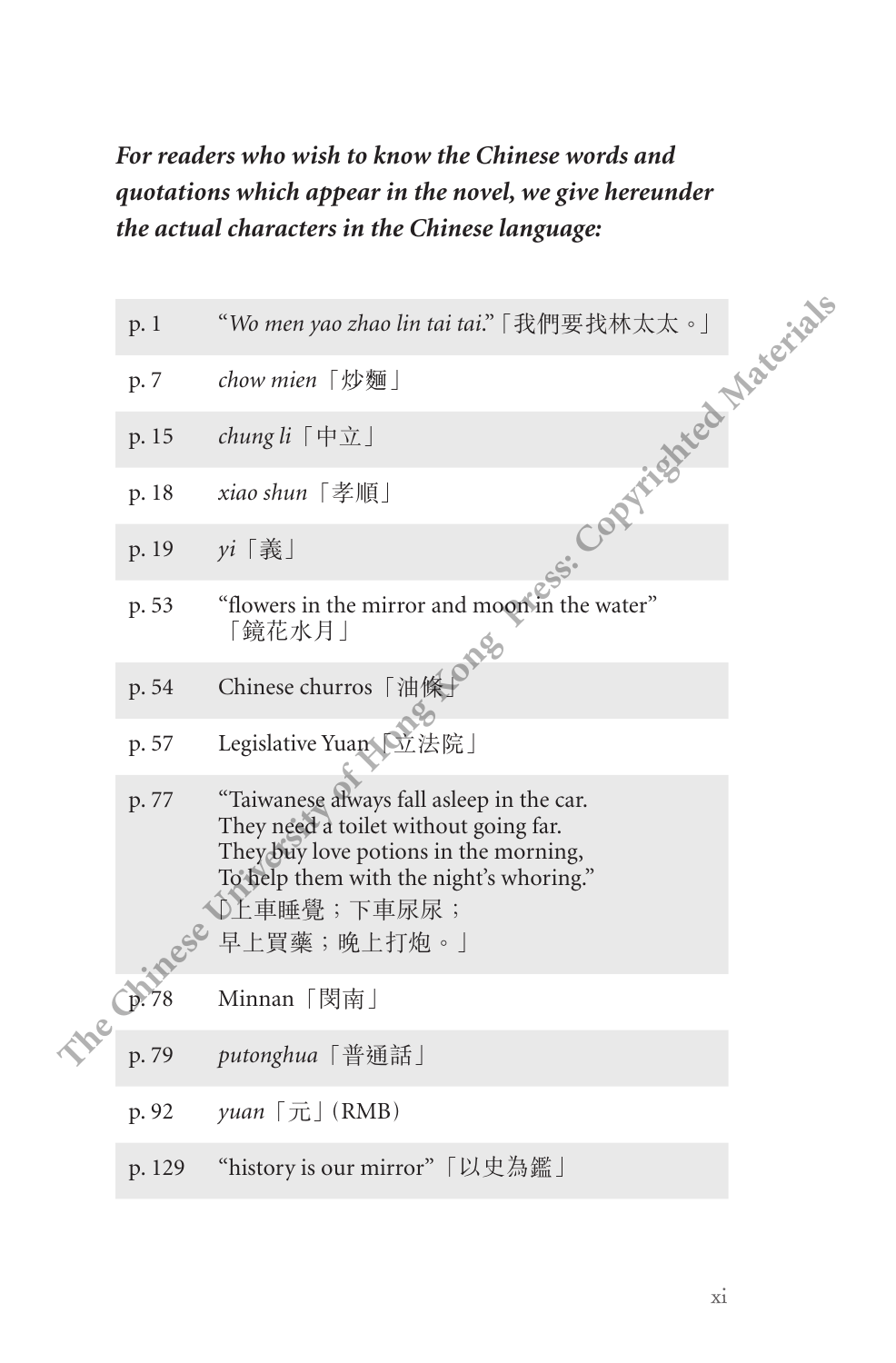***For readers who wish to know the Chinese words and quotations which appear in the novel, we give hereunder the actual characters in the Chinese language:***

| | |
|---|---|
| p. 1 | "*Wo men yao zhao lin tai tai.*"「我們要找林太太。」 |
| p. 7 | *chow mien*「炒麵」 |
| p. 15 | *chung li*「中立」 |
| p. 18 | *xiao shun*「孝順」 |
| p. 19 | *yi*「義」 |
| p. 53 | "flowers in the mirror and moon in the water"「鏡花水月」 |
| p. 54 | Chinese churros「油條」 |
| p. 57 | Legislative Yuan「立法院」 |
| p. 77 | "Taiwanese always fall asleep in the car. They need a toilet without going far. They buy love potions in the morning, To help them with the night's whoring."「上車睡覺；下車尿尿；早上買藥；晚上打炮。」 |
| p. 78 | Minnan「閔南」 |
| p. 79 | *putonghua*「普通話」 |
| p. 92 | *yuan*「元」(RMB) |
| p. 129 | "history is our mirror"「以史為鑑」 |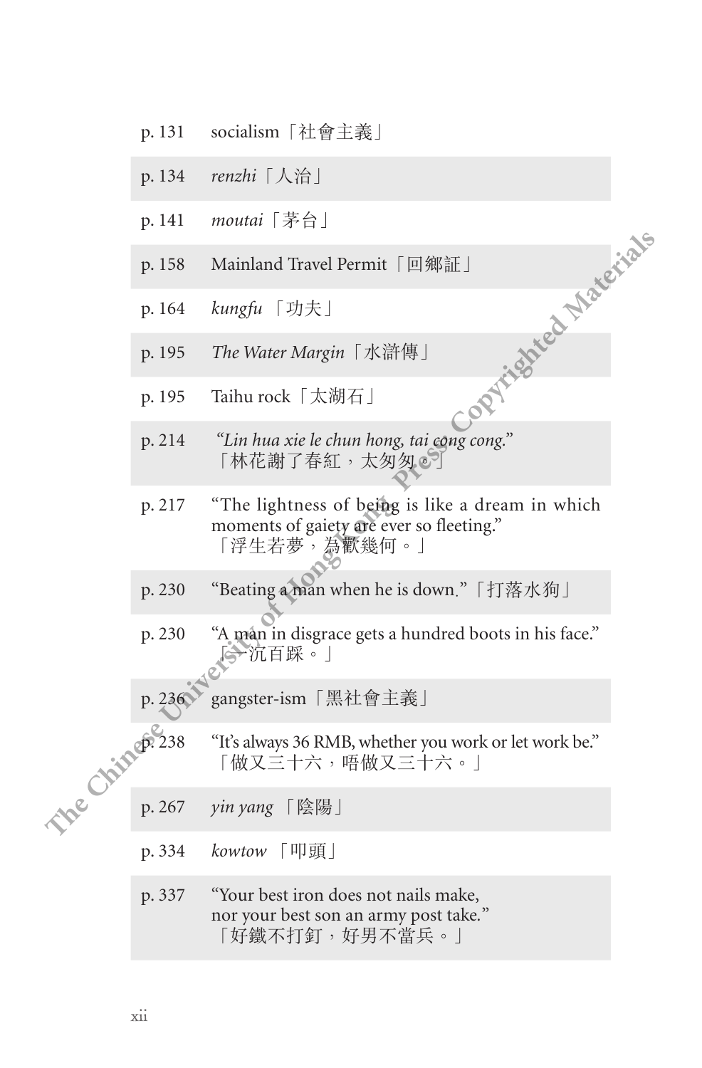| | |
|---|---|
| p. 131 | socialism「社會主義」 |
| p. 134 | *renzhi*「人治」 |
| p. 141 | *moutai*「茅台」 |
| p. 158 | Mainland Travel Permit「回鄉証」 |
| p. 164 | *kungfu* 「功夫」 |
| p. 195 | *The Water Margin*「水滸傳」 |
| p. 195 | Taihu rock「太湖石」 |
| p. 214 | *"Lin hua xie le chun hong, tai cong cong."* 「林花謝了春紅，太匆匆。」 |
| p. 217 | "The lightness of being is like a dream in which moments of gaiety are ever so fleeting." 「浮生若夢，為歡幾何。」 |
| p. 230 | "Beating a man when he is down." 「打落水狗」 |
| p. 230 | "A man in disgrace gets a hundred boots in his face." 「一沉百踩。」 |
| p. 236 | gangster-ism「黑社會主義」 |
| p. 238 | "It's always 36 RMB, whether you work or let work be." 「做又三十六，唔做又三十六。」 |
| p. 267 | *yin yang* 「陰陽」 |
| p. 334 | *kowtow* 「叩頭」 |
| p. 337 | "Your best iron does not nails make, nor your best son an army post take." 「好鐵不打釘，好男不當兵。」 |